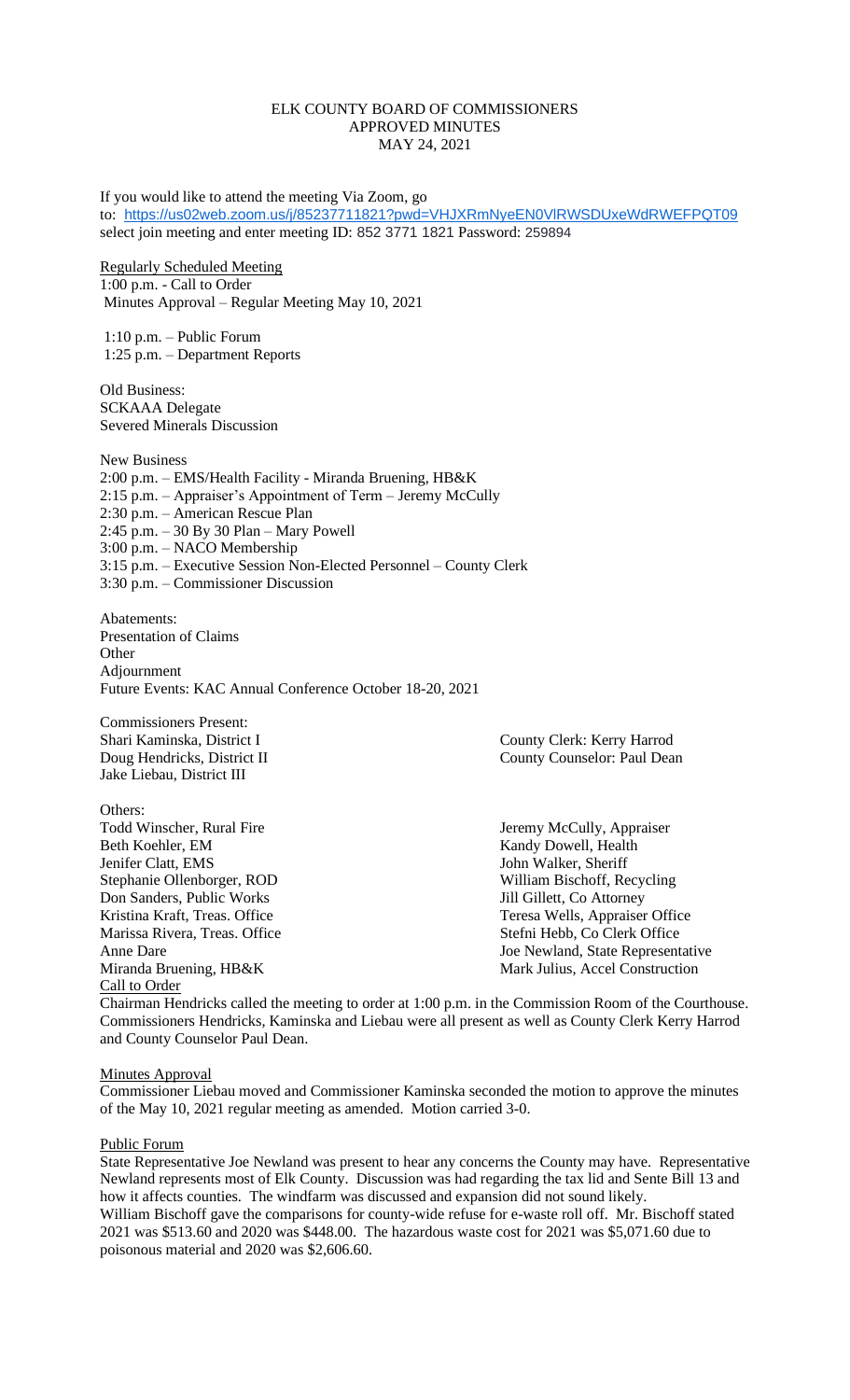# ELK COUNTY BOARD OF COMMISSIONERS
## APPROVED MINUTES
### MAY 24, 2021

If you would like to attend the meeting Via Zoom, go to: https://us02web.zoom.us/j/85237711821?pwd=VHJXRmNyeEN0VlRWSDUxeWdRWEFPQT09 select join meeting and enter meeting ID: 852 3771 1821 Password: 259894

Regularly Scheduled Meeting
1:00 p.m. - Call to Order
Minutes Approval – Regular Meeting May 10, 2021

1:10 p.m. – Public Forum
1:25 p.m. – Department Reports

Old Business:
SCKAAA Delegate
Severed Minerals Discussion

New Business
2:00 p.m. – EMS/Health Facility - Miranda Bruening, HB&K
2:15 p.m. – Appraiser's Appointment of Term – Jeremy McCully
2:30 p.m. – American Rescue Plan
2:45 p.m. – 30 By 30 Plan – Mary Powell
3:00 p.m. – NACO Membership
3:15 p.m. – Executive Session Non-Elected Personnel – County Clerk
3:30 p.m. – Commissioner Discussion

Abatements:
Presentation of Claims
Other
Adjournment
Future Events: KAC Annual Conference October 18-20, 2021

Commissioners Present:
Shari Kaminska, District I
Doug Hendricks, District II
Jake Liebau, District III

County Clerk: Kerry Harrod
County Counselor: Paul Dean

Others:
Todd Winscher, Rural Fire
Beth Koehler, EM
Jenifer Clatt, EMS
Stephanie Ollenborger, ROD
Don Sanders, Public Works
Kristina Kraft, Treas. Office
Marissa Rivera, Treas. Office
Anne Dare
Miranda Bruening, HB&K
Jeremy McCully, Appraiser
Kandy Dowell, Health
John Walker, Sheriff
William Bischoff, Recycling
Jill Gillett, Co Attorney
Teresa Wells, Appraiser Office
Stefni Hebb, Co Clerk Office
Joe Newland, State Representative
Mark Julius, Accel Construction

Call to Order

Chairman Hendricks called the meeting to order at 1:00 p.m. in the Commission Room of the Courthouse. Commissioners Hendricks, Kaminska and Liebau were all present as well as County Clerk Kerry Harrod and County Counselor Paul Dean.

Minutes Approval

Commissioner Liebau moved and Commissioner Kaminska seconded the motion to approve the minutes of the May 10, 2021 regular meeting as amended. Motion carried 3-0.

Public Forum

State Representative Joe Newland was present to hear any concerns the County may have. Representative Newland represents most of Elk County. Discussion was had regarding the tax lid and Sente Bill 13 and how it affects counties. The windfarm was discussed and expansion did not sound likely.
William Bischoff gave the comparisons for county-wide refuse for e-waste roll off. Mr. Bischoff stated 2021 was $513.60 and 2020 was $448.00. The hazardous waste cost for 2021 was $5,071.60 due to poisonous material and 2020 was $2,606.60.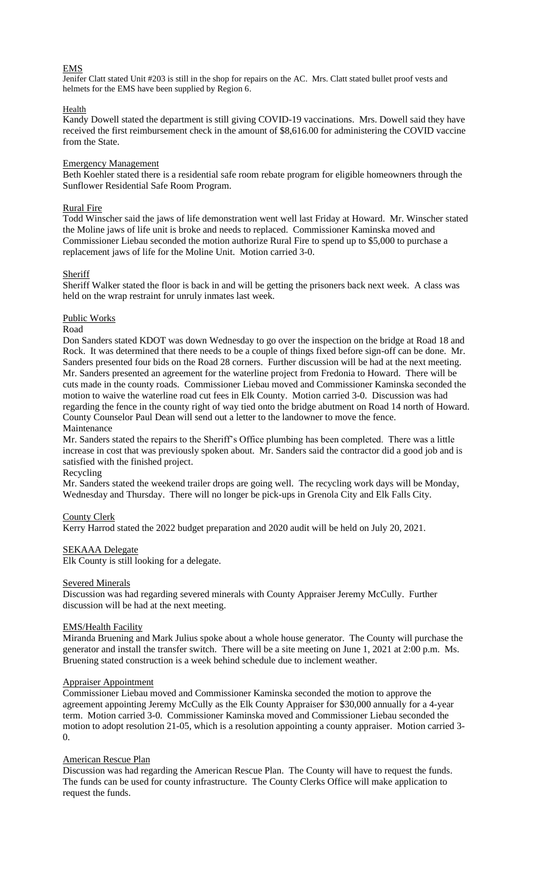EMS

Jenifer Clatt stated Unit #203 is still in the shop for repairs on the AC. Mrs. Clatt stated bullet proof vests and helmets for the EMS have been supplied by Region 6.

Health

Kandy Dowell stated the department is still giving COVID-19 vaccinations. Mrs. Dowell said they have received the first reimbursement check in the amount of $8,616.00 for administering the COVID vaccine from the State.

Emergency Management

Beth Koehler stated there is a residential safe room rebate program for eligible homeowners through the Sunflower Residential Safe Room Program.

Rural Fire

Todd Winscher said the jaws of life demonstration went well last Friday at Howard. Mr. Winscher stated the Moline jaws of life unit is broke and needs to replaced. Commissioner Kaminska moved and Commissioner Liebau seconded the motion authorize Rural Fire to spend up to $5,000 to purchase a replacement jaws of life for the Moline Unit. Motion carried 3-0.

Sheriff

Sheriff Walker stated the floor is back in and will be getting the prisoners back next week. A class was held on the wrap restraint for unruly inmates last week.

Public Works

Road

Don Sanders stated KDOT was down Wednesday to go over the inspection on the bridge at Road 18 and Rock. It was determined that there needs to be a couple of things fixed before sign-off can be done. Mr. Sanders presented four bids on the Road 28 corners. Further discussion will be had at the next meeting. Mr. Sanders presented an agreement for the waterline project from Fredonia to Howard. There will be cuts made in the county roads. Commissioner Liebau moved and Commissioner Kaminska seconded the motion to waive the waterline road cut fees in Elk County. Motion carried 3-0. Discussion was had regarding the fence in the county right of way tied onto the bridge abutment on Road 14 north of Howard. County Counselor Paul Dean will send out a letter to the landowner to move the fence.

Maintenance

Mr. Sanders stated the repairs to the Sheriff's Office plumbing has been completed. There was a little increase in cost that was previously spoken about. Mr. Sanders said the contractor did a good job and is satisfied with the finished project.

Recycling

Mr. Sanders stated the weekend trailer drops are going well. The recycling work days will be Monday, Wednesday and Thursday. There will no longer be pick-ups in Grenola City and Elk Falls City.

County Clerk

Kerry Harrod stated the 2022 budget preparation and 2020 audit will be held on July 20, 2021.

SEKAAA Delegate

Elk County is still looking for a delegate.

Severed Minerals

Discussion was had regarding severed minerals with County Appraiser Jeremy McCully. Further discussion will be had at the next meeting.

EMS/Health Facility

Miranda Bruening and Mark Julius spoke about a whole house generator. The County will purchase the generator and install the transfer switch. There will be a site meeting on June 1, 2021 at 2:00 p.m. Ms. Bruening stated construction is a week behind schedule due to inclement weather.

Appraiser Appointment

Commissioner Liebau moved and Commissioner Kaminska seconded the motion to approve the agreement appointing Jeremy McCully as the Elk County Appraiser for $30,000 annually for a 4-year term. Motion carried 3-0. Commissioner Kaminska moved and Commissioner Liebau seconded the motion to adopt resolution 21-05, which is a resolution appointing a county appraiser. Motion carried 3-0.

American Rescue Plan

Discussion was had regarding the American Rescue Plan. The County will have to request the funds. The funds can be used for county infrastructure. The County Clerks Office will make application to request the funds.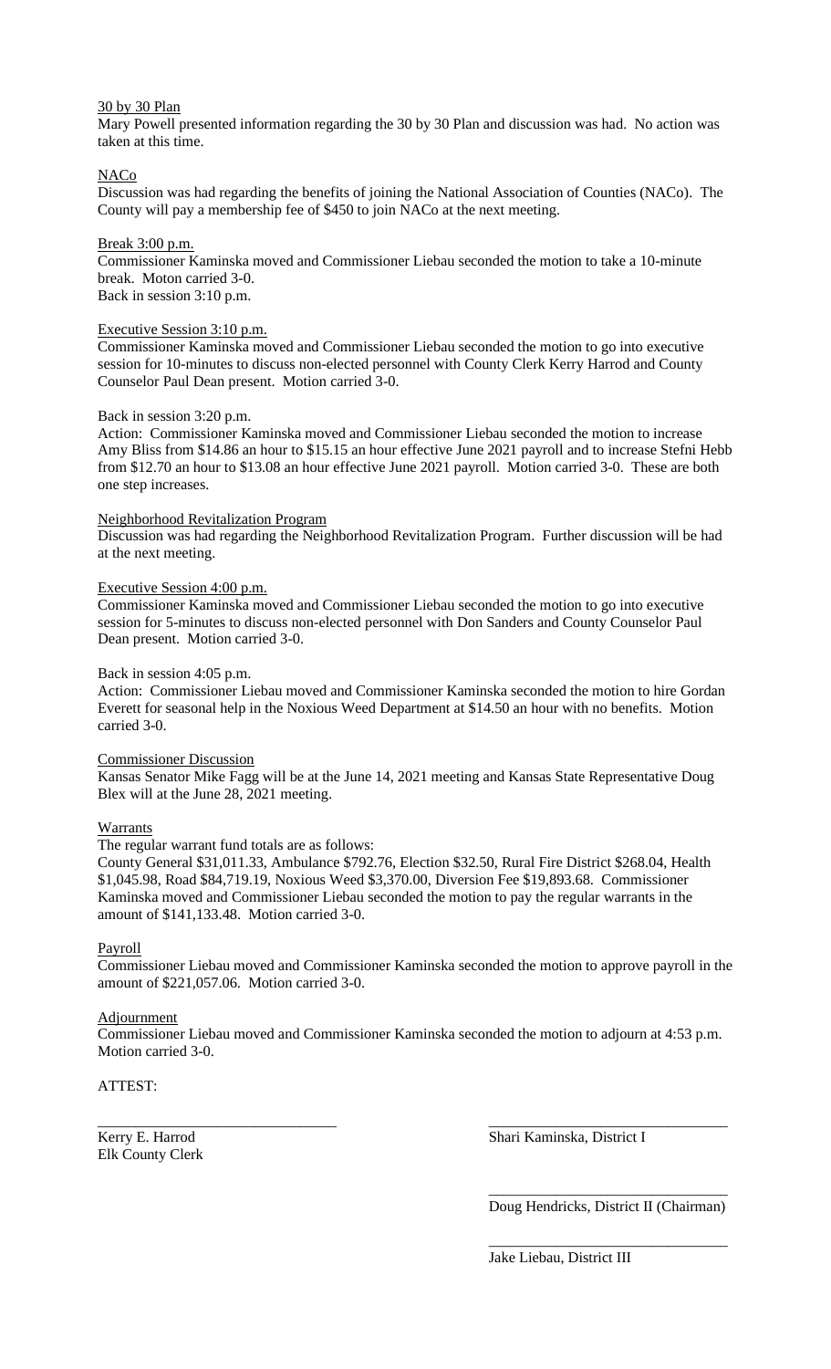30 by 30 Plan

Mary Powell presented information regarding the 30 by 30 Plan and discussion was had. No action was taken at this time.

NACo

Discussion was had regarding the benefits of joining the National Association of Counties (NACo). The County will pay a membership fee of $450 to join NACo at the next meeting.

Break 3:00 p.m.

Commissioner Kaminska moved and Commissioner Liebau seconded the motion to take a 10-minute break. Moton carried 3-0.
Back in session 3:10 p.m.

Executive Session 3:10 p.m.

Commissioner Kaminska moved and Commissioner Liebau seconded the motion to go into executive session for 10-minutes to discuss non-elected personnel with County Clerk Kerry Harrod and County Counselor Paul Dean present. Motion carried 3-0.

Back in session 3:20 p.m.

Action: Commissioner Kaminska moved and Commissioner Liebau seconded the motion to increase Amy Bliss from $14.86 an hour to $15.15 an hour effective June 2021 payroll and to increase Stefni Hebb from $12.70 an hour to $13.08 an hour effective June 2021 payroll. Motion carried 3-0. These are both one step increases.

Neighborhood Revitalization Program

Discussion was had regarding the Neighborhood Revitalization Program. Further discussion will be had at the next meeting.

Executive Session 4:00 p.m.

Commissioner Kaminska moved and Commissioner Liebau seconded the motion to go into executive session for 5-minutes to discuss non-elected personnel with Don Sanders and County Counselor Paul Dean present. Motion carried 3-0.

Back in session 4:05 p.m.

Action: Commissioner Liebau moved and Commissioner Kaminska seconded the motion to hire Gordan Everett for seasonal help in the Noxious Weed Department at $14.50 an hour with no benefits. Motion carried 3-0.

Commissioner Discussion

Kansas Senator Mike Fagg will be at the June 14, 2021 meeting and Kansas State Representative Doug Blex will at the June 28, 2021 meeting.

Warrants

The regular warrant fund totals are as follows:
County General $31,011.33, Ambulance $792.76, Election $32.50, Rural Fire District $268.04, Health $1,045.98, Road $84,719.19, Noxious Weed $3,370.00, Diversion Fee $19,893.68. Commissioner Kaminska moved and Commissioner Liebau seconded the motion to pay the regular warrants in the amount of $141,133.48. Motion carried 3-0.

Payroll

Commissioner Liebau moved and Commissioner Kaminska seconded the motion to approve payroll in the amount of $221,057.06. Motion carried 3-0.

Adjournment

Commissioner Liebau moved and Commissioner Kaminska seconded the motion to adjourn at 4:53 p.m. Motion carried 3-0.

ATTEST:

\_\_\_\_\_\_\_\_\_\_\_\_\_\_\_\_\_\_\_\_\_\_\_\_\_\_\_\_\_\_\_\_
Kerry E. Harrod
Elk County Clerk

\_\_\_\_\_\_\_\_\_\_\_\_\_\_\_\_\_\_\_\_\_\_\_\_\_\_\_\_\_\_\_\_
Shari Kaminska, District I

\_\_\_\_\_\_\_\_\_\_\_\_\_\_\_\_\_\_\_\_\_\_\_\_\_\_\_\_\_\_\_\_
Doug Hendricks, District II (Chairman)

\_\_\_\_\_\_\_\_\_\_\_\_\_\_\_\_\_\_\_\_\_\_\_\_\_\_\_\_\_\_\_\_
Jake Liebau, District III